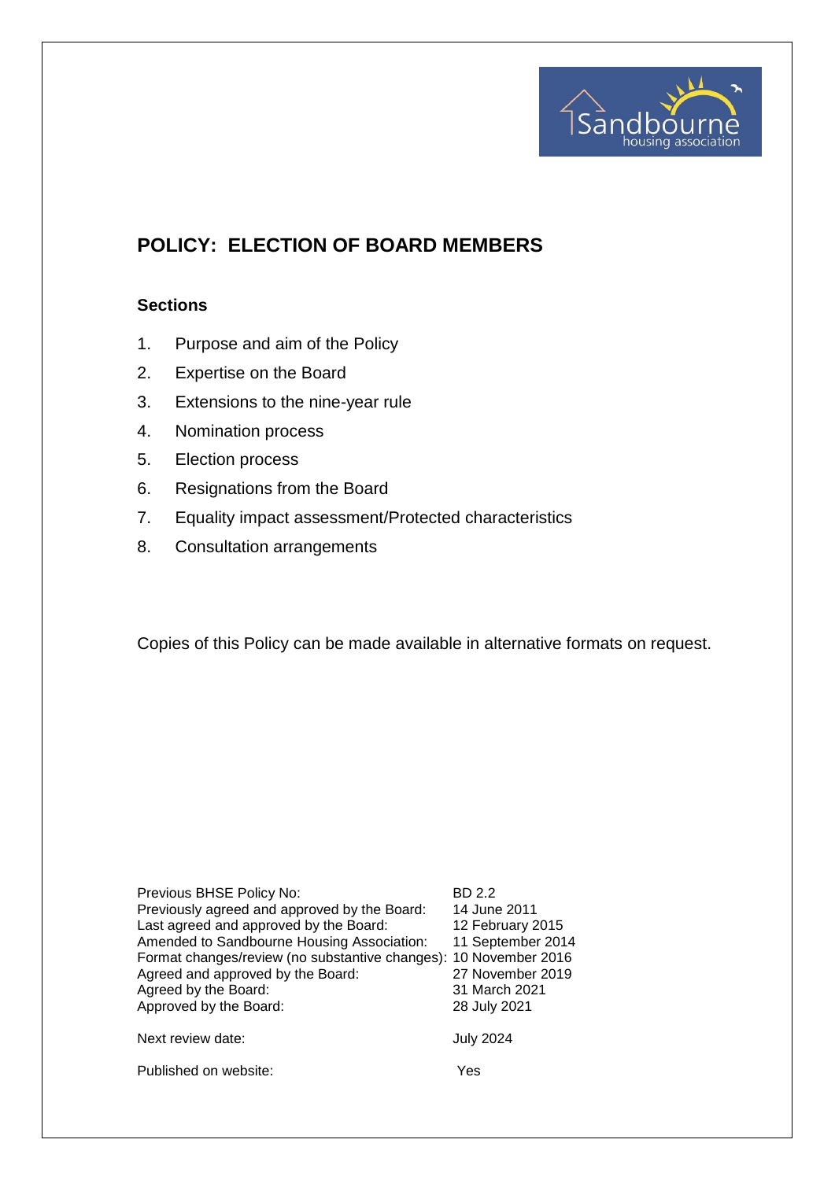# POLICY: ELECTION OF BOARD MEMBERS

## Sections

1. Purpose and aim of the Policy
2. Expertise on the Board
3. Extensions to the nine-year rule
4. Nomination process
5. Election process
6. Resignations from the Board
7. Equality impact assessment/Protected characteristics
8. Consultation arrangements

Copies of this Policy can be made available in alternative formats on request.

| | |
|---|---|
| Previous BHSE Policy No: | BD 2.2 |
| Previously agreed and approved by the Board: | 14 June 2011 |
| Last agreed and approved by the Board: | 12 February 2015 |
| Amended to Sandbourne Housing Association: | 11 September 2014 |
| Format changes/review (no substantive changes): | 10 November 2016 |
| Agreed and approved by the Board: | 27 November 2019 |
| Agreed by the Board: | 31 March 2021 |
| Approved by the Board: | 28 July 2021 |
| Next review date: | July 2024 |
| Published on website: | Yes |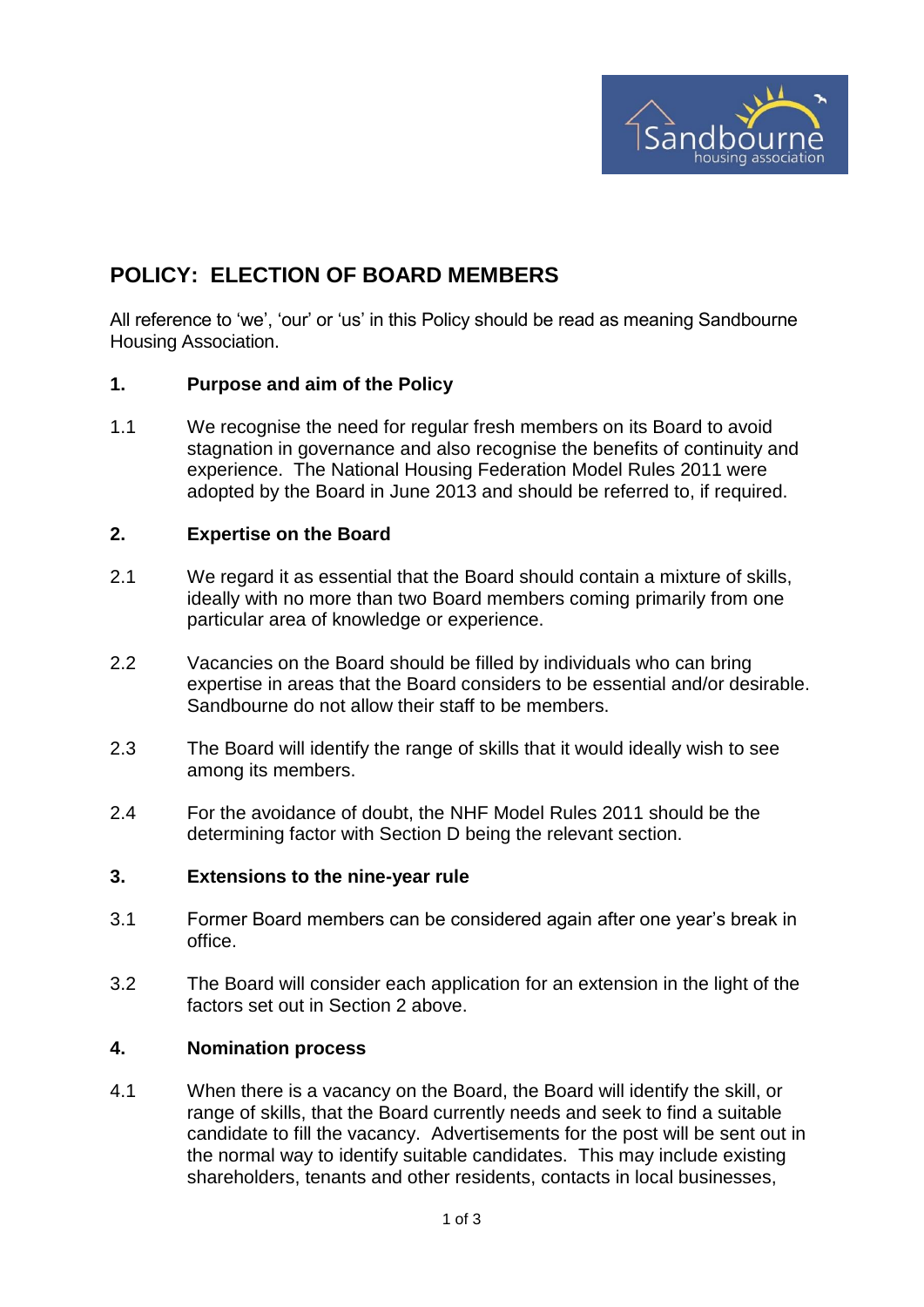# POLICY: ELECTION OF BOARD MEMBERS

All reference to 'we', 'our' or 'us' in this Policy should be read as meaning Sandbourne Housing Association.

## 1. Purpose and aim of the Policy

1.1 We recognise the need for regular fresh members on its Board to avoid stagnation in governance and also recognise the benefits of continuity and experience. The National Housing Federation Model Rules 2011 were adopted by the Board in June 2013 and should be referred to, if required.

## 2. Expertise on the Board

2.1 We regard it as essential that the Board should contain a mixture of skills, ideally with no more than two Board members coming primarily from one particular area of knowledge or experience.

2.2 Vacancies on the Board should be filled by individuals who can bring expertise in areas that the Board considers to be essential and/or desirable. Sandbourne do not allow their staff to be members.

2.3 The Board will identify the range of skills that it would ideally wish to see among its members.

2.4 For the avoidance of doubt, the NHF Model Rules 2011 should be the determining factor with Section D being the relevant section.

## 3. Extensions to the nine-year rule

3.1 Former Board members can be considered again after one year's break in office.

3.2 The Board will consider each application for an extension in the light of the factors set out in Section 2 above.

## 4. Nomination process

4.1 When there is a vacancy on the Board, the Board will identify the skill, or range of skills, that the Board currently needs and seek to find a suitable candidate to fill the vacancy. Advertisements for the post will be sent out in the normal way to identify suitable candidates. This may include existing shareholders, tenants and other residents, contacts in local businesses,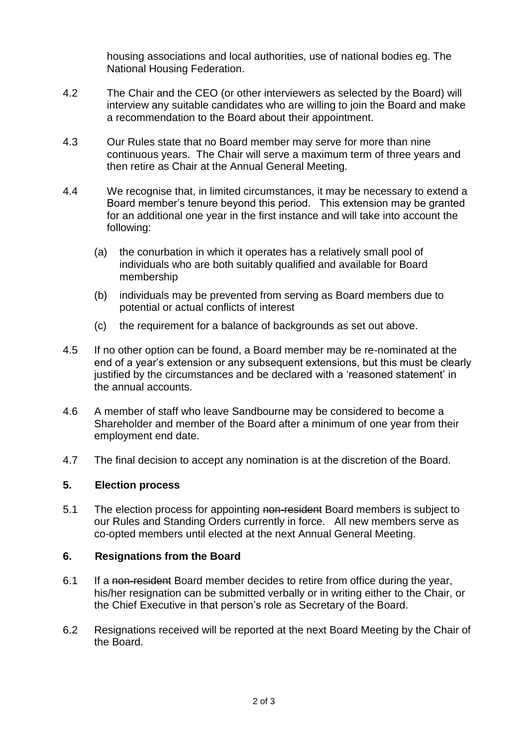housing associations and local authorities, use of national bodies eg. The National Housing Federation.

4.2 The Chair and the CEO (or other interviewers as selected by the Board) will interview any suitable candidates who are willing to join the Board and make a recommendation to the Board about their appointment.

4.3 Our Rules state that no Board member may serve for more than nine continuous years. The Chair will serve a maximum term of three years and then retire as Chair at the Annual General Meeting.

4.4 We recognise that, in limited circumstances, it may be necessary to extend a Board member's tenure beyond this period. This extension may be granted for an additional one year in the first instance and will take into account the following:

(a) the conurbation in which it operates has a relatively small pool of individuals who are both suitably qualified and available for Board membership

(b) individuals may be prevented from serving as Board members due to potential or actual conflicts of interest

(c) the requirement for a balance of backgrounds as set out above.

4.5 If no other option can be found, a Board member may be re-nominated at the end of a year's extension or any subsequent extensions, but this must be clearly justified by the circumstances and be declared with a 'reasoned statement' in the annual accounts.

4.6 A member of staff who leave Sandbourne may be considered to become a Shareholder and member of the Board after a minimum of one year from their employment end date.

4.7 The final decision to accept any nomination is at the discretion of the Board.

## 5. Election process

5.1 The election process for appointing ~~non-resident~~ Board members is subject to our Rules and Standing Orders currently in force. All new members serve as co-opted members until elected at the next Annual General Meeting.

## 6. Resignations from the Board

6.1 If a ~~non-resident~~ Board member decides to retire from office during the year, his/her resignation can be submitted verbally or in writing either to the Chair, or the Chief Executive in that person's role as Secretary of the Board.

6.2 Resignations received will be reported at the next Board Meeting by the Chair of the Board.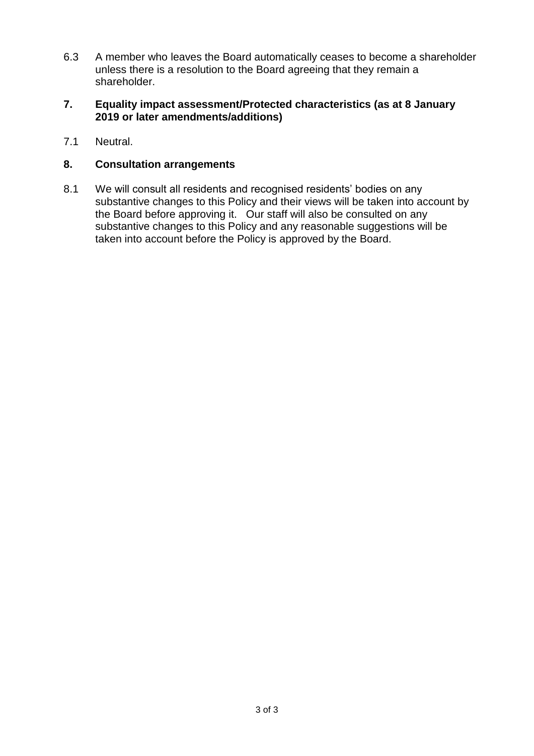6.3 A member who leaves the Board automatically ceases to become a shareholder unless there is a resolution to the Board agreeing that they remain a shareholder.

## 7. Equality impact assessment/Protected characteristics (as at 8 January 2019 or later amendments/additions)

7.1 Neutral.

## 8. Consultation arrangements

8.1 We will consult all residents and recognised residents' bodies on any substantive changes to this Policy and their views will be taken into account by the Board before approving it. Our staff will also be consulted on any substantive changes to this Policy and any reasonable suggestions will be taken into account before the Policy is approved by the Board.